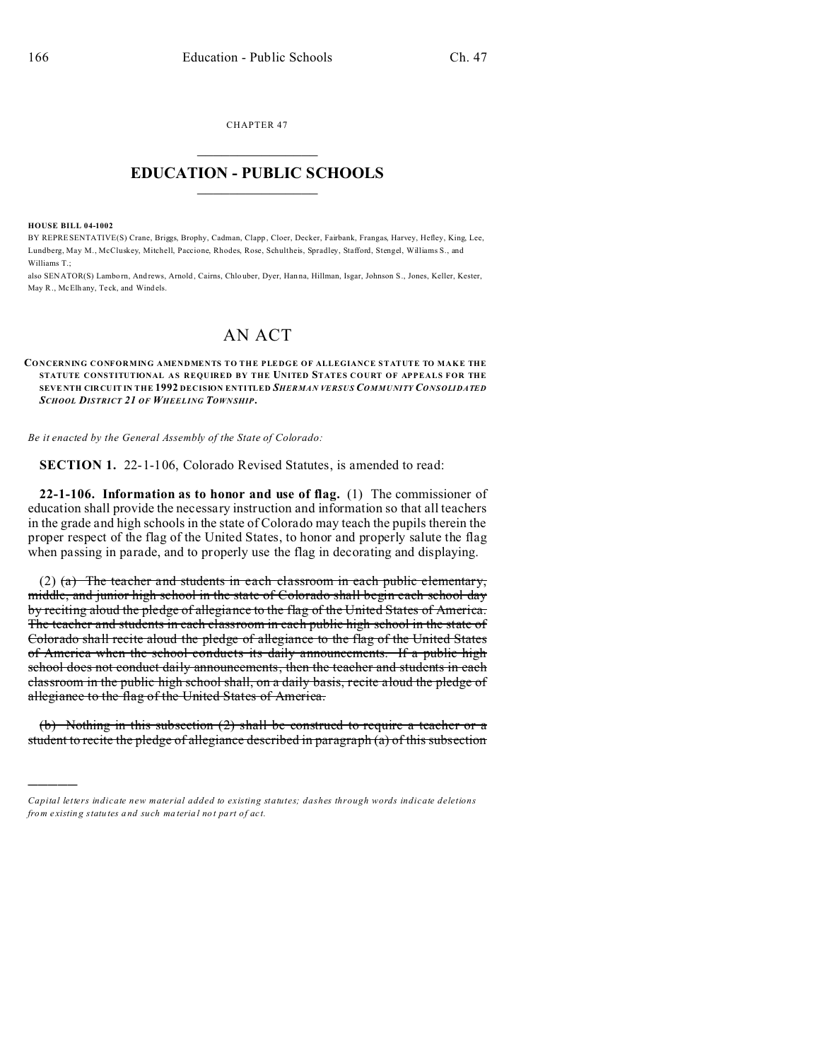CHAPTER 47

# EDUCATION - PUBLIC SCHOOLS

**HOUSE BILL 04-1002**

BY REPRESENTATIVE(S) Crane, Briggs, Brophy, Cadman, Clapp, Cloer, Decker, Fairbank, Frangas, Harvey, Hefley, King, Lee, Lundberg, May M., McCluskey, Mitchell, Paccione, Rhodes, Rose, Schultheis, Spradley, Stafford, Stengel, Williams S., and Williams T.;

also SENATOR(S) Lamborn, Andrews, Arnold, Cairns, Chlouber, Dyer, Hanna, Hillman, Isgar, Johnson S., Jones, Keller, Kester, May R., McElhany, Teck, and Windels.

# AN ACT

**CONCERNING CONFORMING AMENDMENTS TO THE PLEDGE OF ALLEGIANCE STATUTE TO MAKE THE STATUTE CONSTITUTIONAL AS REQUIRED BY THE UNITED STATES COURT OF APPEALS FOR THE SEVENTH CIRCUIT IN THE 1992 DECISION ENTITLED *SHERMAN VERSUS COMMUNITY CONSOLIDATED SCHOOL DISTRICT 21 OF WHEELING TOWNSHIP*.**

*Be it enacted by the General Assembly of the State of Colorado:*

**SECTION 1.** 22-1-106, Colorado Revised Statutes, is amended to read:

**22-1-106. Information as to honor and use of flag.** (1) The commissioner of education shall provide the necessary instruction and information so that all teachers in the grade and high schools in the state of Colorado may teach the pupils therein the proper respect of the flag of the United States, to honor and properly salute the flag when passing in parade, and to properly use the flag in decorating and displaying.

(2) ~~(a) The teacher and students in each classroom in each public elementary, middle, and junior high school in the state of Colorado shall begin each school day by reciting aloud the pledge of allegiance to the flag of the United States of America. The teacher and students in each classroom in each public high school in the state of Colorado shall recite aloud the pledge of allegiance to the flag of the United States of America when the school conducts its daily announcements. If a public high school does not conduct daily announcements, then the teacher and students in each classroom in the public high school shall, on a daily basis, recite aloud the pledge of allegiance to the flag of the United States of America.~~

~~(b) Nothing in this subsection (2) shall be construed to require a teacher or a student to recite the pledge of allegiance described in paragraph (a) of this subsection~~

---

*Capital letters indicate new material added to existing statutes; dashes through words indicate deletions from existing statutes and such material not part of act.*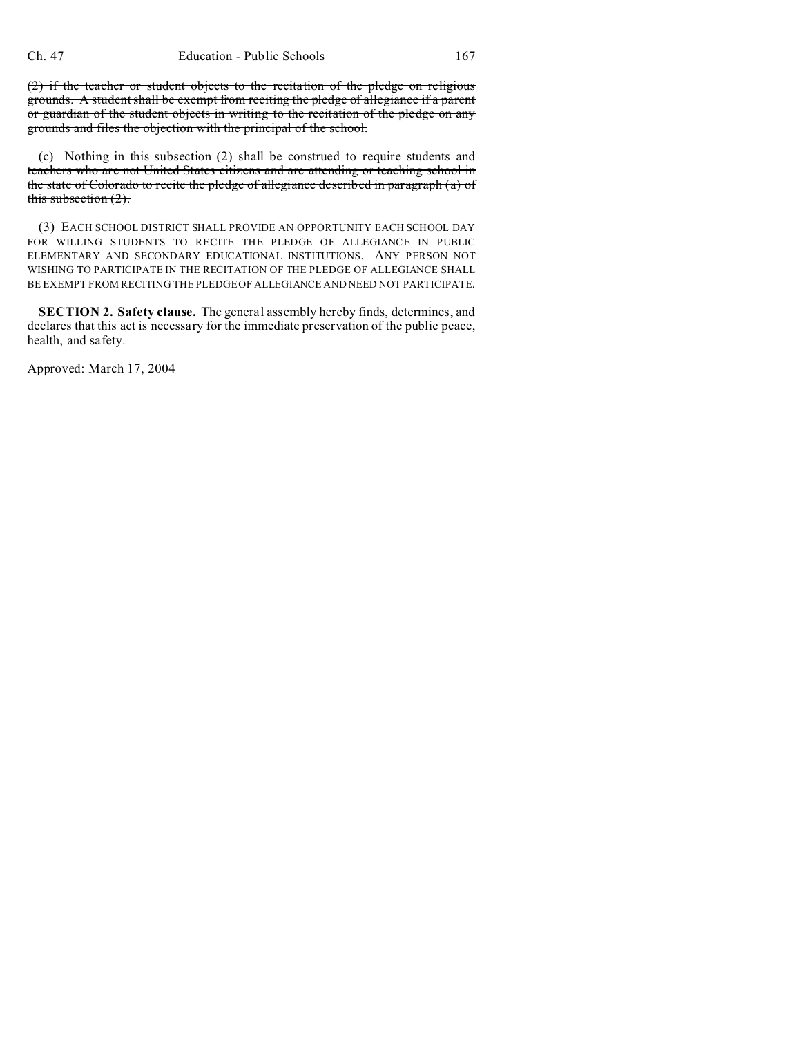~~(2) if the teacher or student objects to the recitation of the pledge on religious grounds. A student shall be exempt from reciting the pledge of allegiance if a parent or guardian of the student objects in writing to the recitation of the pledge on any grounds and files the objection with the principal of the school.~~

~~(c) Nothing in this subsection (2) shall be construed to require students and teachers who are not United States citizens and are attending or teaching school in the state of Colorado to recite the pledge of allegiance described in paragraph (a) of this subsection (2).~~

(3) EACH SCHOOL DISTRICT SHALL PROVIDE AN OPPORTUNITY EACH SCHOOL DAY FOR WILLING STUDENTS TO RECITE THE PLEDGE OF ALLEGIANCE IN PUBLIC ELEMENTARY AND SECONDARY EDUCATIONAL INSTITUTIONS. ANY PERSON NOT WISHING TO PARTICIPATE IN THE RECITATION OF THE PLEDGE OF ALLEGIANCE SHALL BE EXEMPT FROM RECITING THE PLEDGE OF ALLEGIANCE AND NEED NOT PARTICIPATE.

**SECTION 2. Safety clause.** The general assembly hereby finds, determines, and declares that this act is necessary for the immediate preservation of the public peace, health, and safety.

Approved: March 17, 2004